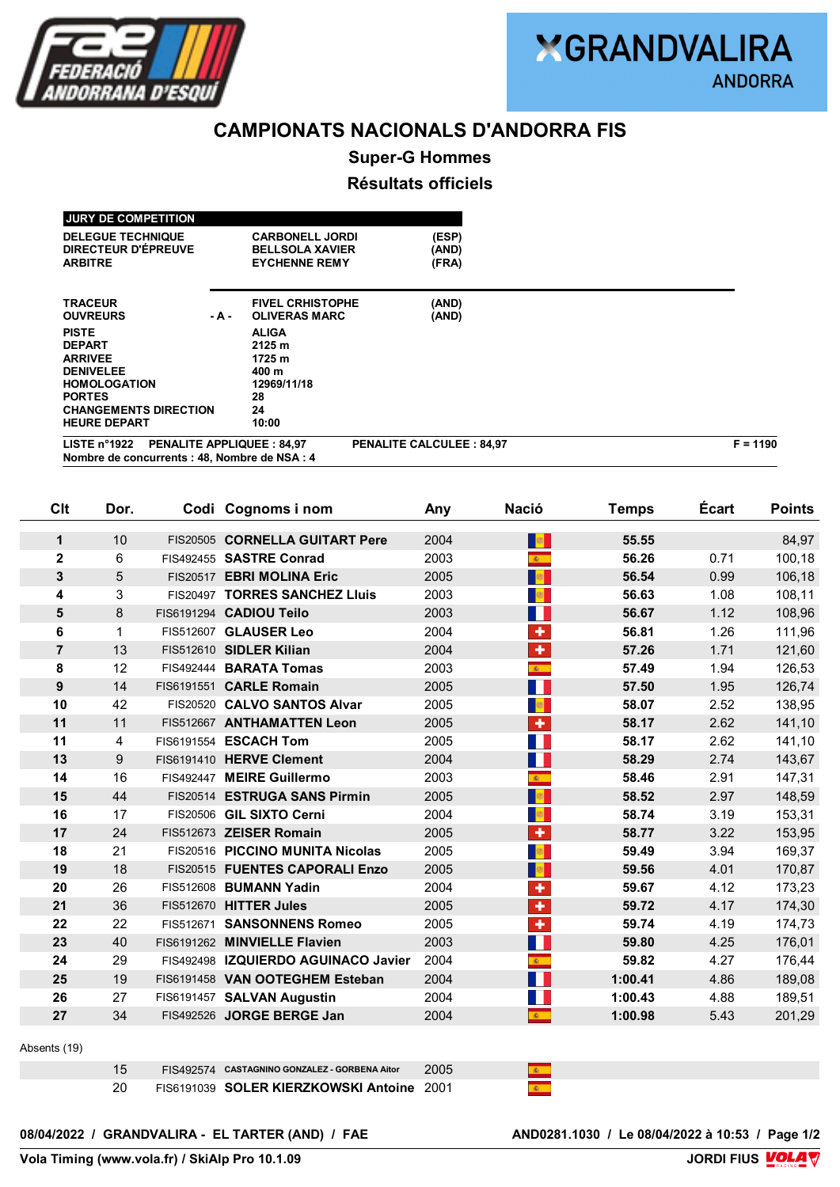FAE FEDERACIÓ ANDORRANA D'ESQUÍ

GRANDVALIRA ANDORRA

# CAMPIONATS NACIONALS D'ANDORRA FIS

## Super-G Hommes

## Résultats officiels

| JURY DE COMPETITION | | | |
|---|---|---|---|
| DELEGUE TECHNIQUE | | CARBONELL JORDI | (ESP) |
| DIRECTEUR D'ÉPREUVE | | BELLSOLA XAVIER | (AND) |
| ARBITRE | | EYCHENNE REMY | (FRA) |
| TRACEUR | | FIVEL CRHISTOPHE | (AND) |
| OUVREURS | - A - | OLIVERAS MARC | (AND) |
| PISTE | | ALIGA | |
| DEPART | | 2125 m | |
| ARRIVEE | | 1725 m | |
| DENIVELEE | | 400 m | |
| HOMOLOGATION | | 12969/11/18 | |
| PORTES | | 28 | |
| CHANGEMENTS DIRECTION | | 24 | |
| HEURE DEPART | | 10:00 | |

LISTE n°1922 PENALITE APPLIQUEE : 84,97 PENALITE CALCULEE : 84,97 F = 1190

Nombre de concurrents : 48, Nombre de NSA : 4

| Clt | Dor. | Codi | Cognoms i nom | Any | Nació | Temps | Écart | Points |
|---|---|---|---|---|---|---|---|---|
| 1 | 10 | FIS20505 | CORNELLA GUITART Pere | 2004 | AND | 55.55 | | 84,97 |
| 2 | 6 | FIS492455 | SASTRE Conrad | 2003 | ESP | 56.26 | 0.71 | 100,18 |
| 3 | 5 | FIS20517 | EBRI MOLINA Eric | 2005 | AND | 56.54 | 0.99 | 106,18 |
| 4 | 3 | FIS20497 | TORRES SANCHEZ Lluis | 2003 | AND | 56.63 | 1.08 | 108,11 |
| 5 | 8 | FIS6191294 | CADIOU Teilo | 2003 | FRA | 56.67 | 1.12 | 108,96 |
| 6 | 1 | FIS512607 | GLAUSER Leo | 2004 | SUI | 56.81 | 1.26 | 111,96 |
| 7 | 13 | FIS512610 | SIDLER Kilian | 2004 | SUI | 57.26 | 1.71 | 121,60 |
| 8 | 12 | FIS492444 | BARATA Tomas | 2003 | ESP | 57.49 | 1.94 | 126,53 |
| 9 | 14 | FIS6191551 | CARLE Romain | 2005 | FRA | 57.50 | 1.95 | 126,74 |
| 10 | 42 | FIS20520 | CALVO SANTOS Alvar | 2005 | AND | 58.07 | 2.52 | 138,95 |
| 11 | 11 | FIS512667 | ANTHAMATTEN Leon | 2005 | SUI | 58.17 | 2.62 | 141,10 |
| 11 | 4 | FIS6191554 | ESCACH Tom | 2005 | FRA | 58.17 | 2.62 | 141,10 |
| 13 | 9 | FIS6191410 | HERVE Clement | 2004 | FRA | 58.29 | 2.74 | 143,67 |
| 14 | 16 | FIS492447 | MEIRE Guillermo | 2003 | ESP | 58.46 | 2.91 | 147,31 |
| 15 | 44 | FIS20514 | ESTRUGA SANS Pirmin | 2005 | AND | 58.52 | 2.97 | 148,59 |
| 16 | 17 | FIS20506 | GIL SIXTO Cerni | 2004 | AND | 58.74 | 3.19 | 153,31 |
| 17 | 24 | FIS512673 | ZEISER Romain | 2005 | SUI | 58.77 | 3.22 | 153,95 |
| 18 | 21 | FIS20516 | PICCINO MUNITA Nicolas | 2005 | AND | 59.49 | 3.94 | 169,37 |
| 19 | 18 | FIS20515 | FUENTES CAPORALI Enzo | 2005 | AND | 59.56 | 4.01 | 170,87 |
| 20 | 26 | FIS512608 | BUMANN Yadin | 2004 | SUI | 59.67 | 4.12 | 173,23 |
| 21 | 36 | FIS512670 | HITTER Jules | 2005 | SUI | 59.72 | 4.17 | 174,30 |
| 22 | 22 | FIS512671 | SANSONNENS Romeo | 2005 | SUI | 59.74 | 4.19 | 174,73 |
| 23 | 40 | FIS6191262 | MINVIELLE Flavien | 2003 | FRA | 59.80 | 4.25 | 176,01 |
| 24 | 29 | FIS492498 | IZQUIERDO AGUINACO Javier | 2004 | ESP | 59.82 | 4.27 | 176,44 |
| 25 | 19 | FIS6191458 | VAN OOTEGHEM Esteban | 2004 | FRA | 1:00.41 | 4.86 | 189,08 |
| 26 | 27 | FIS6191457 | SALVAN Augustin | 2004 | FRA | 1:00.43 | 4.88 | 189,51 |
| 27 | 34 | FIS492526 | JORGE BERGE Jan | 2004 | ESP | 1:00.98 | 5.43 | 201,29 |

Absents (19)

| Clt | Dor. | Codi | Cognoms i nom | Any | Nació |
|---|---|---|---|---|---|
| | 15 | FIS492574 | CASTAGNINO GONZALEZ - GORBENA Aitor | 2005 | ESP |
| | 20 | FIS6191039 | SOLER KIERZKOWSKI Antoine | 2001 | ESP |

08/04/2022 / GRANDVALIRA - EL TARTER (AND) / FAE — AND0281.1030 / Le 08/04/2022 à 10:53

Vola Timing (www.vola.fr) / SkiAlp Pro 10.1.09 — JORDI FIUS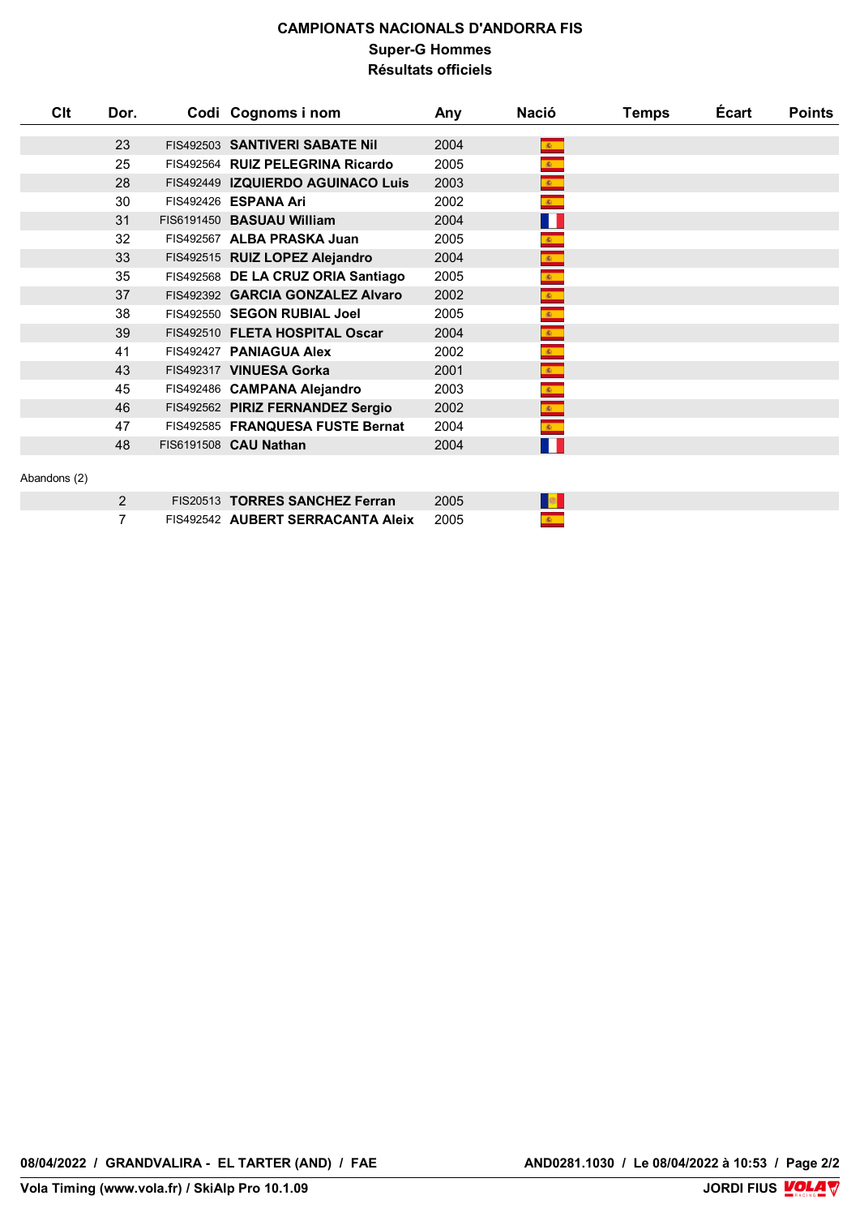**CAMPIONATS NACIONALS D'ANDORRA FIS**
**Super-G Hommes**
**Résultats officiels**

| Clt | Dor. | Codi | Cognoms i nom | Any | Nació | Temps | Écart | Points |
|---|---|---|---|---|---|---|---|---|
| | 23 | FIS492503 | **SANTIVERI SABATE Nil** | 2004 | | | | |
| | 25 | FIS492564 | **RUIZ PELEGRINA Ricardo** | 2005 | | | | |
| | 28 | FIS492449 | **IZQUIERDO AGUINACO Luis** | 2003 | | | | |
| | 30 | FIS492426 | **ESPANA Ari** | 2002 | | | | |
| | 31 | FIS6191450 | **BASUAU William** | 2004 | | | | |
| | 32 | FIS492567 | **ALBA PRASKA Juan** | 2005 | | | | |
| | 33 | FIS492515 | **RUIZ LOPEZ Alejandro** | 2004 | | | | |
| | 35 | FIS492568 | **DE LA CRUZ ORIA Santiago** | 2005 | | | | |
| | 37 | FIS492392 | **GARCIA GONZALEZ Alvaro** | 2002 | | | | |
| | 38 | FIS492550 | **SEGON RUBIAL Joel** | 2005 | | | | |
| | 39 | FIS492510 | **FLETA HOSPITAL Oscar** | 2004 | | | | |
| | 41 | FIS492427 | **PANIAGUA Alex** | 2002 | | | | |
| | 43 | FIS492317 | **VINUESA Gorka** | 2001 | | | | |
| | 45 | FIS492486 | **CAMPANA Alejandro** | 2003 | | | | |
| | 46 | FIS492562 | **PIRIZ FERNANDEZ Sergio** | 2002 | | | | |
| | 47 | FIS492585 | **FRANQUESA FUSTE Bernat** | 2004 | | | | |
| | 48 | FIS6191508 | **CAU Nathan** | 2004 | | | | |

Abandons (2)

| Clt | Dor. | Codi | Cognoms i nom | Any | Nació | Temps | Écart | Points |
|---|---|---|---|---|---|---|---|---|
| | 2 | FIS20513 | **TORRES SANCHEZ Ferran** | 2005 | | | | |
| | 7 | FIS492542 | **AUBERT SERRACANTA Aleix** | 2005 | | | | |

**08/04/2022 / GRANDVALIRA - EL TARTER (AND) / FAE** **AND0281.1030 / Le 08/04/2022 à 10:53**

**Vola Timing (www.vola.fr) / SkiAlp Pro 10.1.09** **JORDI FIUS**